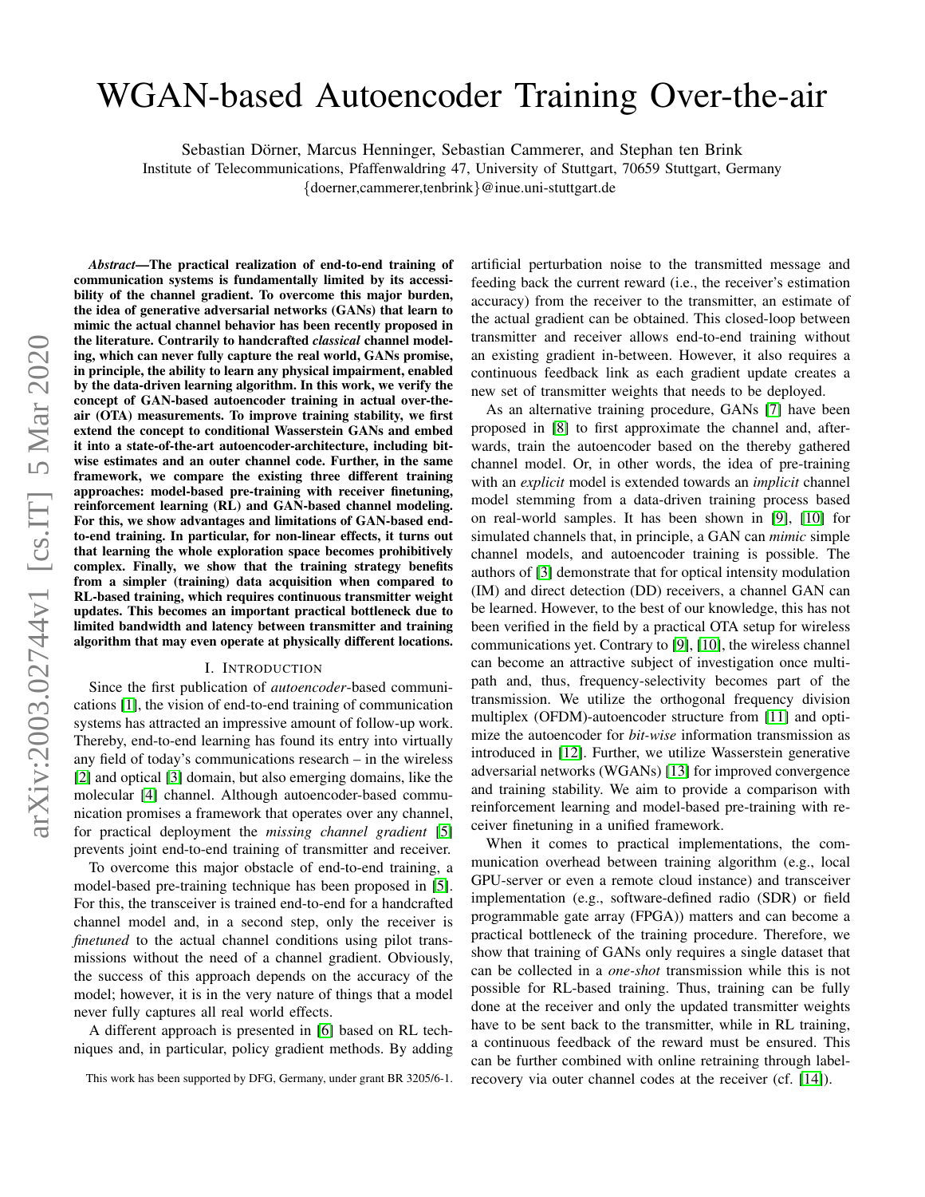# WGAN-based Autoencoder Training Over-the-air

Sebastian Dörner, Marcus Henninger, Sebastian Cammerer, and Stephan ten Brink

Institute of Telecommunications, Pfaffenwaldring 47, University of Stuttgart, 70659 Stuttgart, Germany

{doerner,cammerer,tenbrink}@inue.uni-stuttgart.de

***Abstract*—The practical realization of end-to-end training of communication systems is fundamentally limited by its accessibility of the channel gradient. To overcome this major burden, the idea of generative adversarial networks (GANs) that learn to mimic the actual channel behavior has been recently proposed in the literature. Contrarily to handcrafted *classical* channel modeling, which can never fully capture the real world, GANs promise, in principle, the ability to learn any physical impairment, enabled by the data-driven learning algorithm. In this work, we verify the concept of GAN-based autoencoder training in actual over-the-air (OTA) measurements. To improve training stability, we first extend the concept to conditional Wasserstein GANs and embed it into a state-of-the-art autoencoder-architecture, including bitwise estimates and an outer channel code. Further, in the same framework, we compare the existing three different training approaches: model-based pre-training with receiver finetuning, reinforcement learning (RL) and GAN-based channel modeling. For this, we show advantages and limitations of GAN-based end-to-end training. In particular, for non-linear effects, it turns out that learning the whole exploration space becomes prohibitively complex. Finally, we show that the training strategy benefits from a simpler (training) data acquisition when compared to RL-based training, which requires continuous transmitter weight updates. This becomes an important practical bottleneck due to limited bandwidth and latency between transmitter and training algorithm that may even operate at physically different locations.**

## I. Introduction

Since the first publication of *autoencoder*-based communications [1], the vision of end-to-end training of communication systems has attracted an impressive amount of follow-up work. Thereby, end-to-end learning has found its entry into virtually any field of today's communications research – in the wireless [2] and optical [3] domain, but also emerging domains, like the molecular [4] channel. Although autoencoder-based communication promises a framework that operates over any channel, for practical deployment the *missing channel gradient* [5] prevents joint end-to-end training of transmitter and receiver.

To overcome this major obstacle of end-to-end training, a model-based pre-training technique has been proposed in [5]. For this, the transceiver is trained end-to-end for a handcrafted channel model and, in a second step, only the receiver is *finetuned* to the actual channel conditions using pilot transmissions without the need of a channel gradient. Obviously, the success of this approach depends on the accuracy of the model; however, it is in the very nature of things that a model never fully captures all real world effects.

A different approach is presented in [6] based on RL techniques and, in particular, policy gradient methods. By adding artificial perturbation noise to the transmitted message and feeding back the current reward (i.e., the receiver's estimation accuracy) from the receiver to the transmitter, an estimate of the actual gradient can be obtained. This closed-loop between transmitter and receiver allows end-to-end training without an existing gradient in-between. However, it also requires a continuous feedback link as each gradient update creates a new set of transmitter weights that needs to be deployed.

As an alternative training procedure, GANs [7] have been proposed in [8] to first approximate the channel and, afterwards, train the autoencoder based on the thereby gathered channel model. Or, in other words, the idea of pre-training with an *explicit* model is extended towards an *implicit* channel model stemming from a data-driven training process based on real-world samples. It has been shown in [9], [10] for simulated channels that, in principle, a GAN can *mimic* simple channel models, and autoencoder training is possible. The authors of [3] demonstrate that for optical intensity modulation (IM) and direct detection (DD) receivers, a channel GAN can be learned. However, to the best of our knowledge, this has not been verified in the field by a practical OTA setup for wireless communications yet. Contrary to [9], [10], the wireless channel can become an attractive subject of investigation once multipath and, thus, frequency-selectivity becomes part of the transmission. We utilize the orthogonal frequency division multiplex (OFDM)-autoencoder structure from [11] and optimize the autoencoder for *bit-wise* information transmission as introduced in [12]. Further, we utilize Wasserstein generative adversarial networks (WGANs) [13] for improved convergence and training stability. We aim to provide a comparison with reinforcement learning and model-based pre-training with receiver finetuning in a unified framework.

When it comes to practical implementations, the communication overhead between training algorithm (e.g., local GPU-server or even a remote cloud instance) and transceiver implementation (e.g., software-defined radio (SDR) or field programmable gate array (FPGA)) matters and can become a practical bottleneck of the training procedure. Therefore, we show that training of GANs only requires a single dataset that can be collected in a *one-shot* transmission while this is not possible for RL-based training. Thus, training can be fully done at the receiver and only the updated transmitter weights have to be sent back to the transmitter, while in RL training, a continuous feedback of the reward must be ensured. This can be further combined with online retraining through label-recovery via outer channel codes at the receiver (cf. [14]).

This work has been supported by DFG, Germany, under grant BR 3205/6-1.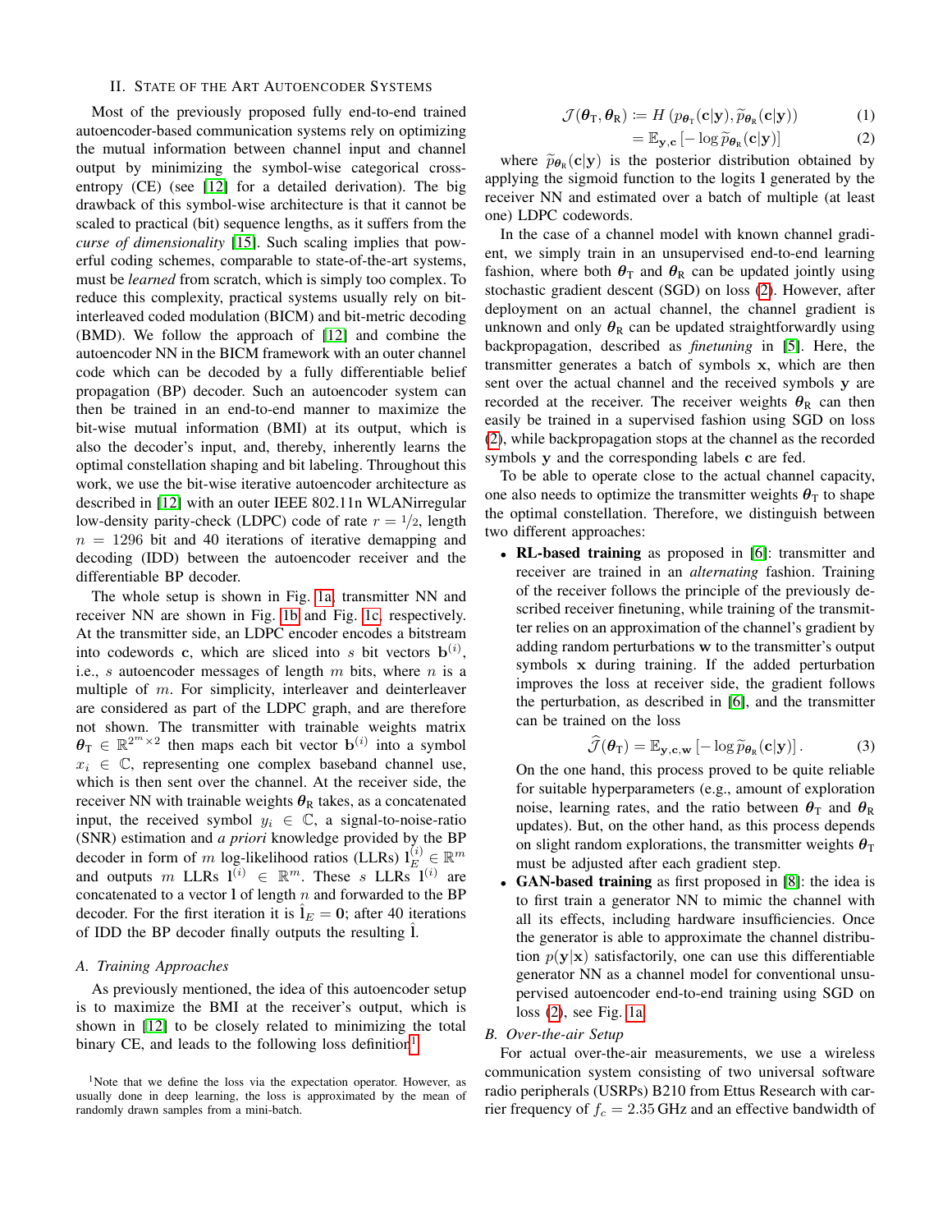## II. State of the Art Autoencoder Systems

Most of the previously proposed fully end-to-end trained autoencoder-based communication systems rely on optimizing the mutual information between channel input and channel output by minimizing the symbol-wise categorical cross-entropy (CE) (see [12] for a detailed derivation). The big drawback of this symbol-wise architecture is that it cannot be scaled to practical (bit) sequence lengths, as it suffers from the *curse of dimensionality* [15]. Such scaling implies that powerful coding schemes, comparable to state-of-the-art systems, must be *learned* from scratch, which is simply too complex. To reduce this complexity, practical systems usually rely on bit-interleaved coded modulation (BICM) and bit-metric decoding (BMD). We follow the approach of [12] and combine the autoencoder NN in the BICM framework with an outer channel code which can be decoded by a fully differentiable belief propagation (BP) decoder. Such an autoencoder system can then be trained in an end-to-end manner to maximize the bit-wise mutual information (BMI) at its output, which is also the decoder's input, and, thereby, inherently learns the optimal constellation shaping and bit labeling. Throughout this work, we use the bit-wise iterative autoencoder architecture as described in [12] with an outer IEEE 802.11n WLANirregular low-density parity-check (LDPC) code of rate $r = 1/2$, length $n = 1296$ bit and 40 iterations of iterative demapping and decoding (IDD) between the autoencoder receiver and the differentiable BP decoder.

The whole setup is shown in Fig. 1a, transmitter NN and receiver NN are shown in Fig. 1b and Fig. 1c, respectively. At the transmitter side, an LDPC encoder encodes a bitstream into codewords $\mathbf{c}$, which are sliced into $s$ bit vectors $\mathbf{b}^{(i)}$, i.e., $s$ autoencoder messages of length $m$ bits, where $n$ is a multiple of $m$. For simplicity, interleaver and deinterleaver are considered as part of the LDPC graph, and are therefore not shown. The transmitter with trainable weights matrix $\boldsymbol{\theta}_\mathrm{T} \in \mathbb{R}^{2^m \times 2}$ then maps each bit vector $\mathbf{b}^{(i)}$ into a symbol $x_i \in \mathbb{C}$, representing one complex baseband channel use, which is then sent over the channel. At the receiver side, the receiver NN with trainable weights $\boldsymbol{\theta}_\mathrm{R}$ takes, as a concatenated input, the received symbol $y_i \in \mathbb{C}$, a signal-to-noise-ratio (SNR) estimation and *a priori* knowledge provided by the BP decoder in form of $m$ log-likelihood ratios (LLRs) $\mathbf{l}_E^{(i)} \in \mathbb{R}^m$ and outputs $m$ LLRs $\mathbf{l}^{(i)} \in \mathbb{R}^m$. These $s$ LLRs $\mathbf{l}^{(i)}$ are concatenated to a vector $\mathbf{l}$ of length $n$ and forwarded to the BP decoder. For the first iteration it is $\hat{\mathbf{l}}_E = \mathbf{0}$; after 40 iterations of IDD the BP decoder finally outputs the resulting $\hat{\mathbf{l}}$.

### A. Training Approaches

As previously mentioned, the idea of this autoencoder setup is to maximize the BMI at the receiver's output, which is shown in [12] to be closely related to minimizing the total binary CE, and leads to the following loss definition[1]

$$\mathcal{J}(\boldsymbol{\theta}_\mathrm{T}, \boldsymbol{\theta}_\mathrm{R}) \coloneqq H\left(p_{\boldsymbol{\theta}_\mathrm{T}}(\mathbf{c}|\mathbf{y}), \widetilde{p}_{\boldsymbol{\theta}_\mathrm{R}}(\mathbf{c}|\mathbf{y})\right) \tag{1}$$

$$= \mathbb{E}_{\mathbf{y},\mathbf{c}}\left[-\log \widetilde{p}_{\boldsymbol{\theta}_\mathrm{R}}(\mathbf{c}|\mathbf{y})\right] \tag{2}$$

where $\widetilde{p}_{\boldsymbol{\theta}_\mathrm{R}}(\mathbf{c}|\mathbf{y})$ is the posterior distribution obtained by applying the sigmoid function to the logits $\mathbf{l}$ generated by the receiver NN and estimated over a batch of multiple (at least one) LDPC codewords.

In the case of a channel model with known channel gradient, we simply train in an unsupervised end-to-end learning fashion, where both $\boldsymbol{\theta}_\mathrm{T}$ and $\boldsymbol{\theta}_\mathrm{R}$ can be updated jointly using stochastic gradient descent (SGD) on loss (2). However, after deployment on an actual channel, the channel gradient is unknown and only $\boldsymbol{\theta}_\mathrm{R}$ can be updated straightforwardly using backpropagation, described as *finetuning* in [5]. Here, the transmitter generates a batch of symbols $\mathbf{x}$, which are then sent over the actual channel and the received symbols $\mathbf{y}$ are recorded at the receiver. The receiver weights $\boldsymbol{\theta}_\mathrm{R}$ can then easily be trained in a supervised fashion using SGD on loss (2), while backpropagation stops at the channel as the recorded symbols $\mathbf{y}$ and the corresponding labels $\mathbf{c}$ are fed.

To be able to operate close to the actual channel capacity, one also needs to optimize the transmitter weights $\boldsymbol{\theta}_\mathrm{T}$ to shape the optimal constellation. Therefore, we distinguish between two different approaches:

- **RL-based training** as proposed in [6]: transmitter and receiver are trained in an *alternating* fashion. Training of the receiver follows the principle of the previously described receiver finetuning, while training of the transmitter relies on an approximation of the channel's gradient by adding random perturbations $\mathbf{w}$ to the transmitter's output symbols $\mathbf{x}$ during training. If the added perturbation improves the loss at receiver side, the gradient follows the perturbation, as described in [6], and the transmitter can be trained on the loss

$$\widehat{\mathcal{J}}(\boldsymbol{\theta}_\mathrm{T}) = \mathbb{E}_{\mathbf{y},\mathbf{c},\mathbf{w}}\left[-\log \widetilde{p}_{\boldsymbol{\theta}_\mathrm{R}}(\mathbf{c}|\mathbf{y})\right]. \tag{3}$$

  On the one hand, this process proved to be quite reliable for suitable hyperparameters (e.g., amount of exploration noise, learning rates, and the ratio between $\boldsymbol{\theta}_\mathrm{T}$ and $\boldsymbol{\theta}_\mathrm{R}$ updates). But, on the other hand, as this process depends on slight random explorations, the transmitter weights $\boldsymbol{\theta}_\mathrm{T}$ must be adjusted after each gradient step.

- **GAN-based training** as first proposed in [8]: the idea is to first train a generator NN to mimic the channel with all its effects, including hardware insufficiencies. Once the generator is able to approximate the channel distribution $p(\mathbf{y}|\mathbf{x})$ satisfactorily, one can use this differentiable generator NN as a channel model for conventional unsupervised autoencoder end-to-end training using SGD on loss (2), see Fig. 1a.

### B. Over-the-air Setup

For actual over-the-air measurements, we use a wireless communication system consisting of two universal software radio peripherals (USRPs) B210 from Ettus Research with carrier frequency of $f_c = 2.35\,\mathrm{GHz}$ and an effective bandwidth of

[1] Note that we define the loss via the expectation operator. However, as usually done in deep learning, the loss is approximated by the mean of randomly drawn samples from a mini-batch.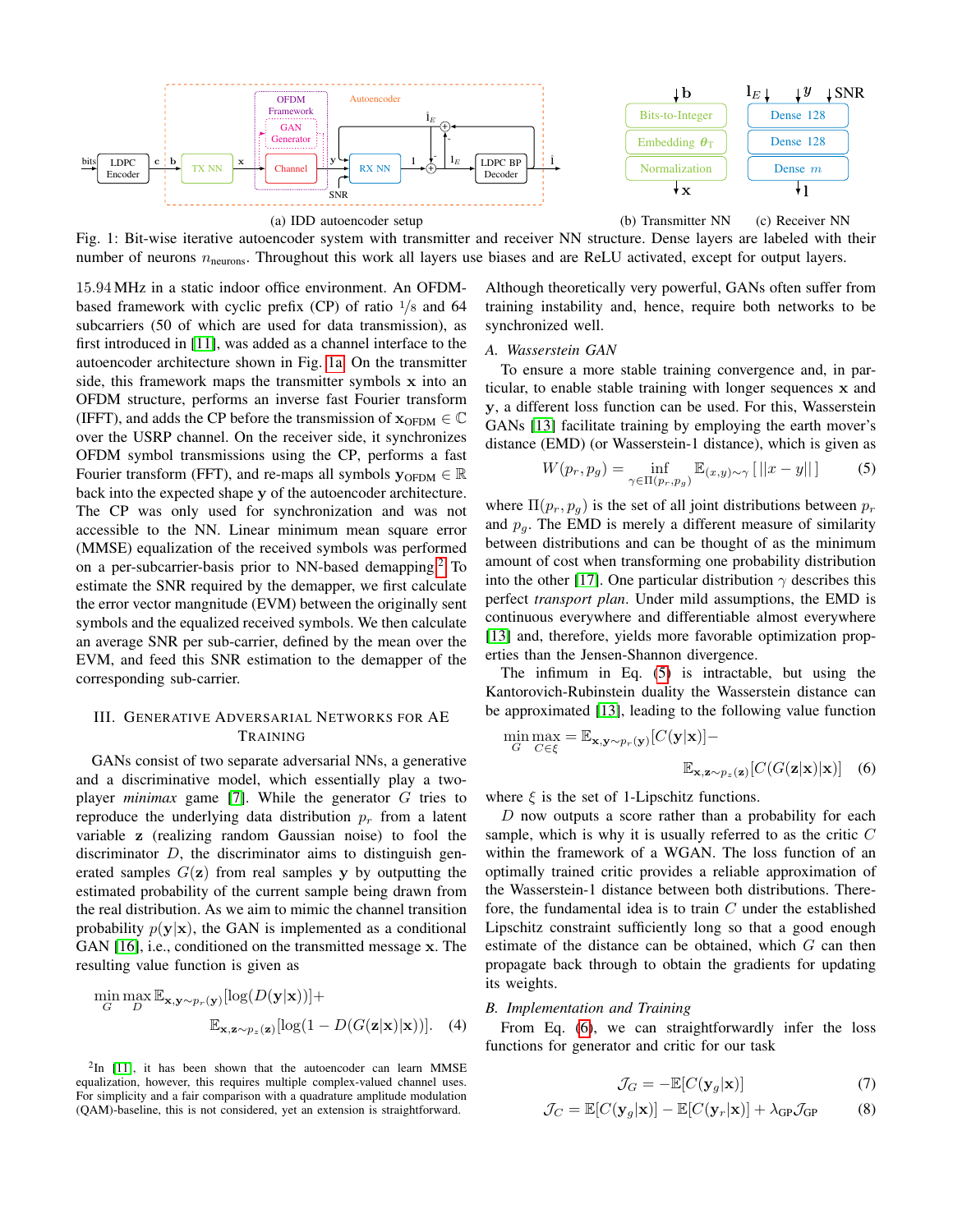Fig. 1: Bit-wise iterative autoencoder system with transmitter and receiver NN structure. Dense layers are labeled with their number of neurons $n_{\text{neurons}}$. Throughout this work all layers use biases and are ReLU activated, except for output layers.

(a) IDD autoencoder setup (b) Transmitter NN (c) Receiver NN

15.94 MHz in a static indoor office environment. An OFDM-based framework with cyclic prefix (CP) of ratio $1/8$ and 64 subcarriers (50 of which are used for data transmission), as first introduced in [11], was added as a channel interface to the autoencoder architecture shown in Fig. 1a. On the transmitter side, this framework maps the transmitter symbols $\mathbf{x}$ into an OFDM structure, performs an inverse fast Fourier transform (IFFT), and adds the CP before the transmission of $\mathbf{x}_{\text{OFDM}} \in \mathbb{C}$ over the USRP channel. On the receiver side, it synchronizes OFDM symbol transmissions using the CP, performs a fast Fourier transform (FFT), and re-maps all symbols $\mathbf{y}_{\text{OFDM}} \in \mathbb{R}$ back into the expected shape $\mathbf{y}$ of the autoencoder architecture. The CP was only used for synchronization and was not accessible to the NN. Linear minimum mean square error (MMSE) equalization of the received symbols was performed on a per-subcarrier-basis prior to NN-based demapping.[2] To estimate the SNR required by the demapper, we first calculate the error vector mangnitude (EVM) between the originally sent symbols and the equalized received symbols. We then calculate an average SNR per sub-carrier, defined by the mean over the EVM, and feed this SNR estimation to the demapper of the corresponding sub-carrier.

## III. Generative Adversarial Networks for AE Training

GANs consist of two separate adversarial NNs, a generative and a discriminative model, which essentially play a two-player *minimax* game [7]. While the generator $G$ tries to reproduce the underlying data distribution $p_r$ from a latent variable $\mathbf{z}$ (realizing random Gaussian noise) to fool the discriminator $D$, the discriminator aims to distinguish generated samples $G(\mathbf{z})$ from real samples $\mathbf{y}$ by outputting the estimated probability of the current sample being drawn from the real distribution. As we aim to mimic the channel transition probability $p(\mathbf{y}|\mathbf{x})$, the GAN is implemented as a conditional GAN [16], i.e., conditioned on the transmitted message $\mathbf{x}$. The resulting value function is given as

$$\min_G \max_D \mathbb{E}_{\mathbf{x},\mathbf{y}\sim p_r(\mathbf{y})}[\log(D(\mathbf{y}|\mathbf{x}))] + \mathbb{E}_{\mathbf{x},\mathbf{z}\sim p_z(\mathbf{z})}[\log(1 - D(G(\mathbf{z}|\mathbf{x})|\mathbf{x}))]. \quad (4)$$

Although theoretically very powerful, GANs often suffer from training instability and, hence, require both networks to be synchronized well.

### A. Wasserstein GAN

To ensure a more stable training convergence and, in particular, to enable stable training with longer sequences $\mathbf{x}$ and $\mathbf{y}$, a different loss function can be used. For this, Wasserstein GANs [13] facilitate training by employing the earth mover's distance (EMD) (or Wasserstein-1 distance), which is given as

$$W(p_r, p_g) = \inf_{\gamma \in \Pi(p_r, p_g)} \mathbb{E}_{(x,y)\sim\gamma}\left[\,||x - y||\,\right] \quad (5)$$

where $\Pi(p_r, p_g)$ is the set of all joint distributions between $p_r$ and $p_g$. The EMD is merely a different measure of similarity between distributions and can be thought of as the minimum amount of cost when transforming one probability distribution into the other [17]. One particular distribution $\gamma$ describes this perfect *transport plan*. Under mild assumptions, the EMD is continuous everywhere and differentiable almost everywhere [13] and, therefore, yields more favorable optimization properties than the Jensen-Shannon divergence.

The infimum in Eq. (5) is intractable, but using the Kantorovich-Rubinstein duality the Wasserstein distance can be approximated [13], leading to the following value function

$$\min_G \max_{C \in \xi} = \mathbb{E}_{\mathbf{x},\mathbf{y}\sim p_r(\mathbf{y})}[C(\mathbf{y}|\mathbf{x})] - \mathbb{E}_{\mathbf{x},\mathbf{z}\sim p_z(\mathbf{z})}[C(G(\mathbf{z}|\mathbf{x})|\mathbf{x})] \quad (6)$$

where $\xi$ is the set of 1-Lipschitz functions.

$D$ now outputs a score rather than a probability for each sample, which is why it is usually referred to as the critic $C$ within the framework of a WGAN. The loss function of an optimally trained critic provides a reliable approximation of the Wasserstein-1 distance between both distributions. Therefore, the fundamental idea is to train $C$ under the established Lipschitz constraint sufficiently long so that a good enough estimate of the distance can be obtained, which $G$ can then propagate back through to obtain the gradients for updating its weights.

### B. Implementation and Training

From Eq. (6), we can straightforwardly infer the loss functions for generator and critic for our task

$$\mathcal{J}_G = -\mathbb{E}[C(\mathbf{y}_g|\mathbf{x})] \quad (7)$$

$$\mathcal{J}_C = \mathbb{E}[C(\mathbf{y}_g|\mathbf{x})] - \mathbb{E}[C(\mathbf{y}_r|\mathbf{x})] + \lambda_{\text{GP}}\mathcal{J}_{\text{GP}} \quad (8)$$

[2] In [11], it has been shown that the autoencoder can learn MMSE equalization, however, this requires multiple complex-valued channel uses. For simplicity and a fair comparison with a quadrature amplitude modulation (QAM)-baseline, this is not considered, yet an extension is straightforward.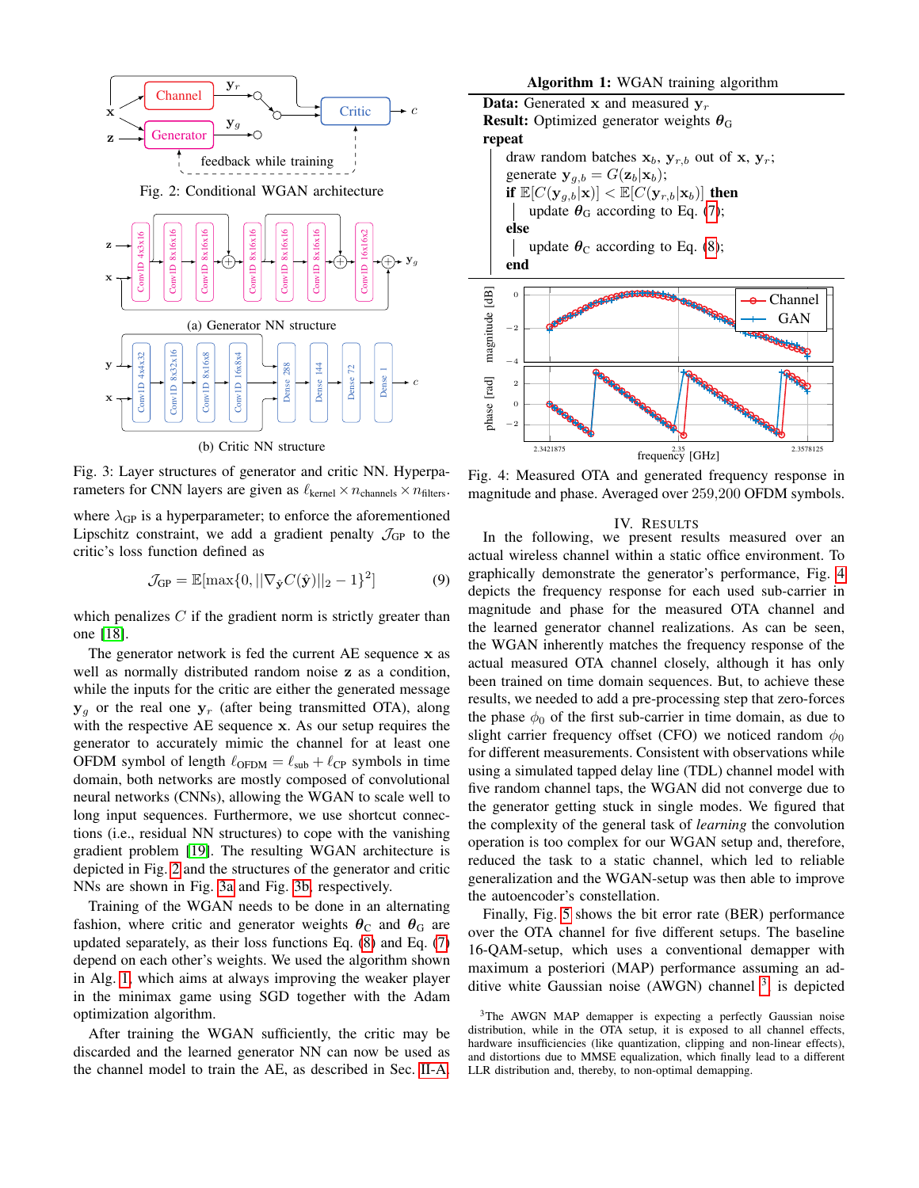Fig. 2: Conditional WGAN architecture

(a) Generator NN structure

(b) Critic NN structure

Fig. 3: Layer structures of generator and critic NN. Hyperparameters for CNN layers are given as $\ell_{\text{kernel}} \times n_{\text{channels}} \times n_{\text{filters}}$.

where $\lambda_{\text{GP}}$ is a hyperparameter; to enforce the aforementioned Lipschitz constraint, we add a gradient penalty $\mathcal{J}_{\text{GP}}$ to the critic's loss function defined as

$$\mathcal{J}_{\text{GP}} = \mathbb{E}[\max\{0, ||\nabla_{\hat{\mathbf{y}}} C(\hat{\mathbf{y}})||_2 - 1\}^2] \tag{9}$$

which penalizes $C$ if the gradient norm is strictly greater than one [18].

The generator network is fed the current AE sequence $\mathbf{x}$ as well as normally distributed random noise $\mathbf{z}$ as a condition, while the inputs for the critic are either the generated message $\mathbf{y}_g$ or the real one $\mathbf{y}_r$ (after being transmitted OTA), along with the respective AE sequence $\mathbf{x}$. As our setup requires the generator to accurately mimic the channel for at least one OFDM symbol of length $\ell_{\text{OFDM}} = \ell_{\text{sub}} + \ell_{\text{CP}}$ symbols in time domain, both networks are mostly composed of convolutional neural networks (CNNs), allowing the WGAN to scale well to long input sequences. Furthermore, we use shortcut connections (i.e., residual NN structures) to cope with the vanishing gradient problem [19]. The resulting WGAN architecture is depicted in Fig. 2 and the structures of the generator and critic NNs are shown in Fig. 3a and Fig. 3b, respectively.

Training of the WGAN needs to be done in an alternating fashion, where critic and generator weights $\boldsymbol{\theta}_{\text{C}}$ and $\boldsymbol{\theta}_{\text{G}}$ are updated separately, as their loss functions Eq. (8) and Eq. (7) depend on each other's weights. We used the algorithm shown in Alg. 1, which aims at always improving the weaker player in the minimax game using SGD together with the Adam optimization algorithm.

After training the WGAN sufficiently, the critic may be discarded and the learned generator NN can now be used as the channel model to train the AE, as described in Sec. II-A.

**Algorithm 1:** WGAN training algorithm

**Data:** Generated $\mathbf{x}$ and measured $\mathbf{y}_r$
**Result:** Optimized generator weights $\boldsymbol{\theta}_{\text{G}}$
**repeat**
  draw random batches $\mathbf{x}_b$, $\mathbf{y}_{r,b}$ out of $\mathbf{x}$, $\mathbf{y}_r$;
  generate $\mathbf{y}_{g,b} = G(\mathbf{z}_b|\mathbf{x}_b)$;
  **if** $\mathbb{E}[C(\mathbf{y}_{g,b}|\mathbf{x})] < \mathbb{E}[C(\mathbf{y}_{r,b}|\mathbf{x}_b)]$ **then**
    update $\boldsymbol{\theta}_{\text{G}}$ according to Eq. (7);
  **else**
    update $\boldsymbol{\theta}_{\text{C}}$ according to Eq. (8);
  **end**

Fig. 4: Measured OTA and generated frequency response in magnitude and phase. Averaged over 259,200 OFDM symbols.

## IV. Results

In the following, we present results measured over an actual wireless channel within a static office environment. To graphically demonstrate the generator's performance, Fig. 4 depicts the frequency response for each used sub-carrier in magnitude and phase for the measured OTA channel and the learned generator channel realizations. As can be seen, the WGAN inherently matches the frequency response of the actual measured OTA channel closely, although it has only been trained on time domain sequences. But, to achieve these results, we needed to add a pre-processing step that zero-forces the phase $\phi_0$ of the first sub-carrier in time domain, as due to slight carrier frequency offset (CFO) we noticed random $\phi_0$ for different measurements. Consistent with observations while using a simulated tapped delay line (TDL) channel model with five random channel taps, the WGAN did not converge due to the generator getting stuck in single modes. We figured that the complexity of the general task of *learning* the convolution operation is too complex for our WGAN setup and, therefore, reduced the task to a static channel, which led to reliable generalization and the WGAN-setup was then able to improve the autoencoder's constellation.

Finally, Fig. 5 shows the bit error rate (BER) performance over the OTA channel for five different setups. The baseline 16-QAM-setup, which uses a conventional demapper with maximum a posteriori (MAP) performance assuming an additive white Gaussian noise (AWGN) channel [3] is depicted

[3]The AWGN MAP demapper is expecting a perfectly Gaussian noise distribution, while in the OTA setup, it is exposed to all channel effects, hardware insufficiencies (like quantization, clipping and non-linear effects), and distortions due to MMSE equalization, which finally lead to a different LLR distribution and, thereby, to non-optimal demapping.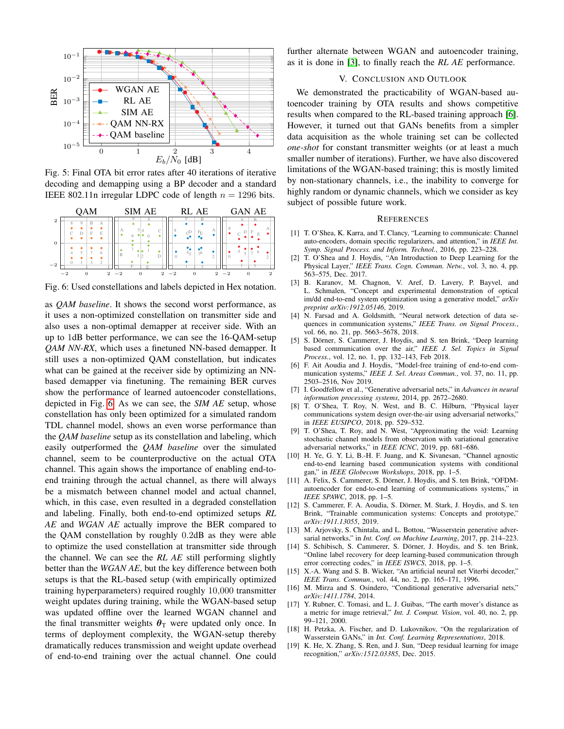$10^{-1}$
$10^{-2}$
$10^{-3}$
$10^{-4}$
$10^{-5}$
BER
0 1 2 3 4
$E_b/N_0$ [dB]
WGAN AE
RL AE
SIM AE
QAM NN-RX
QAM baseline

Fig. 5: Final OTA bit error rates after 40 iterations of iterative decoding and demapping using a BP decoder and a standard IEEE 802.11n irregular LDPC code of length $n = 1296$ bits.

QAM SIM AE RL AE GAN AE

Fig. 6: Used constellations and labels depicted in Hex notation.

as *QAM baseline*. It shows the second worst performance, as it uses a non-optimized constellation on transmitter side and also uses a non-optimal demapper at receiver side. With an up to 1dB better performance, we can see the 16-QAM-setup *QAM NN-RX*, which uses a finetuned NN-based demapper. It still uses a non-optimized QAM constellation, but indicates what can be gained at the receiver side by optimizing an NN-based demapper via finetuning. The remaining BER curves show the performance of learned autoencoder constellations, depicted in Fig. 6. As we can see, the *SIM AE* setup, whose constellation has only been optimized for a simulated random TDL channel model, shows an even worse performance than the *QAM baseline* setup as its constellation and labeling, which easily outperformed the *QAM baseline* over the simulated channel, seem to be counterproductive on the actual OTA channel. This again shows the importance of enabling end-to-end training through the actual channel, as there will always be a mismatch between channel model and actual channel, which, in this case, even resulted in a degraded constellation and labeling. Finally, both end-to-end optimized setups *RL AE* and *WGAN AE* actually improve the BER compared to the QAM constellation by roughly 0.2dB as they were able to optimize the used constellation at transmitter side through the channel. We can see the *RL AE* still performing slightly better than the *WGAN AE*, but the key difference between both setups is that the RL-based setup (with empirically optimized training hyperparameters) required roughly 10,000 transmitter weight updates during training, while the WGAN-based setup was updated offline over the learned WGAN channel and the final transmitter weights $\boldsymbol{\theta}_{\mathrm{T}}$ were updated only once. In terms of deployment complexity, the WGAN-setup thereby dramatically reduces transmission and weight update overhead of end-to-end training over the actual channel. One could further alternate between WGAN and autoencoder training, as it is done in [3], to finally reach the *RL AE* performance.

## V. Conclusion and Outlook

We demonstrated the practicability of WGAN-based autoencoder training by OTA results and shows competitive results when compared to the RL-based training approach [6]. However, it turned out that GANs benefits from a simpler data acquisition as the whole training set can be collected *one-shot* for constant transmitter weights (or at least a much smaller number of iterations). Further, we have also discovered limitations of the WGAN-based training; this is mostly limited by non-stationary channels, i.e., the inability to converge for highly random or dynamic channels, which we consider as key subject of possible future work.

## References

[1] T. O'Shea, K. Karra, and T. Clancy, "Learning to communicate: Channel auto-encoders, domain specific regularizers, and attention," in *IEEE Int. Symp. Signal Process. and Inform. Technol.*, 2016, pp. 223–228.

[2] T. O'Shea and J. Hoydis, "An Introduction to Deep Learning for the Physical Layer," *IEEE Trans. Cogn. Commun. Netw.*, vol. 3, no. 4, pp. 563–575, Dec. 2017.

[3] B. Karanov, M. Chagnon, V. Aref, D. Lavery, P. Bayvel, and L. Schmalen, "Concept and experimental demonstration of optical im/dd end-to-end system optimization using a generative model," *arXiv preprint arXiv:1912.05146*, 2019.

[4] N. Farsad and A. Goldsmith, "Neural network detection of data sequences in communication systems," *IEEE Trans. on Signal Process.*, vol. 66, no. 21, pp. 5663–5678, 2018.

[5] S. Dörner, S. Cammerer, J. Hoydis, and S. ten Brink, "Deep learning based communication over the air," *IEEE J. Sel. Topics in Signal Process.*, vol. 12, no. 1, pp. 132–143, Feb 2018.

[6] F. Ait Aoudia and J. Hoydis, "Model-free training of end-to-end communication systems," *IEEE J. Sel. Areas Commun.*, vol. 37, no. 11, pp. 2503–2516, Nov 2019.

[7] I. Goodfellow et al., "Generative adversarial nets," in *Advances in neural information processing systems*, 2014, pp. 2672–2680.

[8] T. O'Shea, T. Roy, N. West, and B. C. Hilburn, "Physical layer communications system design over-the-air using adversarial networks," in *IEEE EUSIPCO*, 2018, pp. 529–532.

[9] T. O'Shea, T. Roy, and N. West, "Approximating the void: Learning stochastic channel models from observation with variational generative adversarial networks," in *IEEE ICNC*, 2019, pp. 681–686.

[10] H. Ye, G. Y. Li, B.-H. F. Juang, and K. Sivanesan, "Channel agnostic end-to-end learning based communication systems with conditional gan," in *IEEE Globecom Workshops*, 2018, pp. 1–5.

[11] A. Felix, S. Cammerer, S. Dörner, J. Hoydis, and S. ten Brink, "OFDM-autoencoder for end-to-end learning of communications systems," in *IEEE SPAWC*, 2018, pp. 1–5.

[12] S. Cammerer, F. A. Aoudia, S. Dörner, M. Stark, J. Hoydis, and S. ten Brink, "Trainable communication systems: Concepts and prototype," *arXiv:1911.13055*, 2019.

[13] M. Arjovsky, S. Chintala, and L. Bottou, "Wasserstein generative adversarial networks," in *Int. Conf. on Machine Learning*, 2017, pp. 214–223.

[14] S. Schibisch, S. Cammerer, S. Dörner, J. Hoydis, and S. ten Brink, "Online label recovery for deep learning-based communication through error correcting codes," in *IEEE ISWCS*, 2018, pp. 1–5.

[15] X.-A. Wang and S. B. Wicker, "An artificial neural net Viterbi decoder," *IEEE Trans. Commun.*, vol. 44, no. 2, pp. 165–171, 1996.

[16] M. Mirza and S. Osindero, "Conditional generative adversarial nets," *arXiv:1411.1784*, 2014.

[17] Y. Rubner, C. Tomasi, and L. J. Guibas, "The earth mover's distance as a metric for image retrieval," *Int. J. Comput. Vision*, vol. 40, no. 2, pp. 99–121, 2000.

[18] H. Petzka, A. Fischer, and D. Lukovnikov, "On the regularization of Wasserstein GANs," in *Int. Conf. Learning Representations*, 2018.

[19] K. He, X. Zhang, S. Ren, and J. Sun, "Deep residual learning for image recognition," *arXiv:1512.03385*, Dec. 2015.